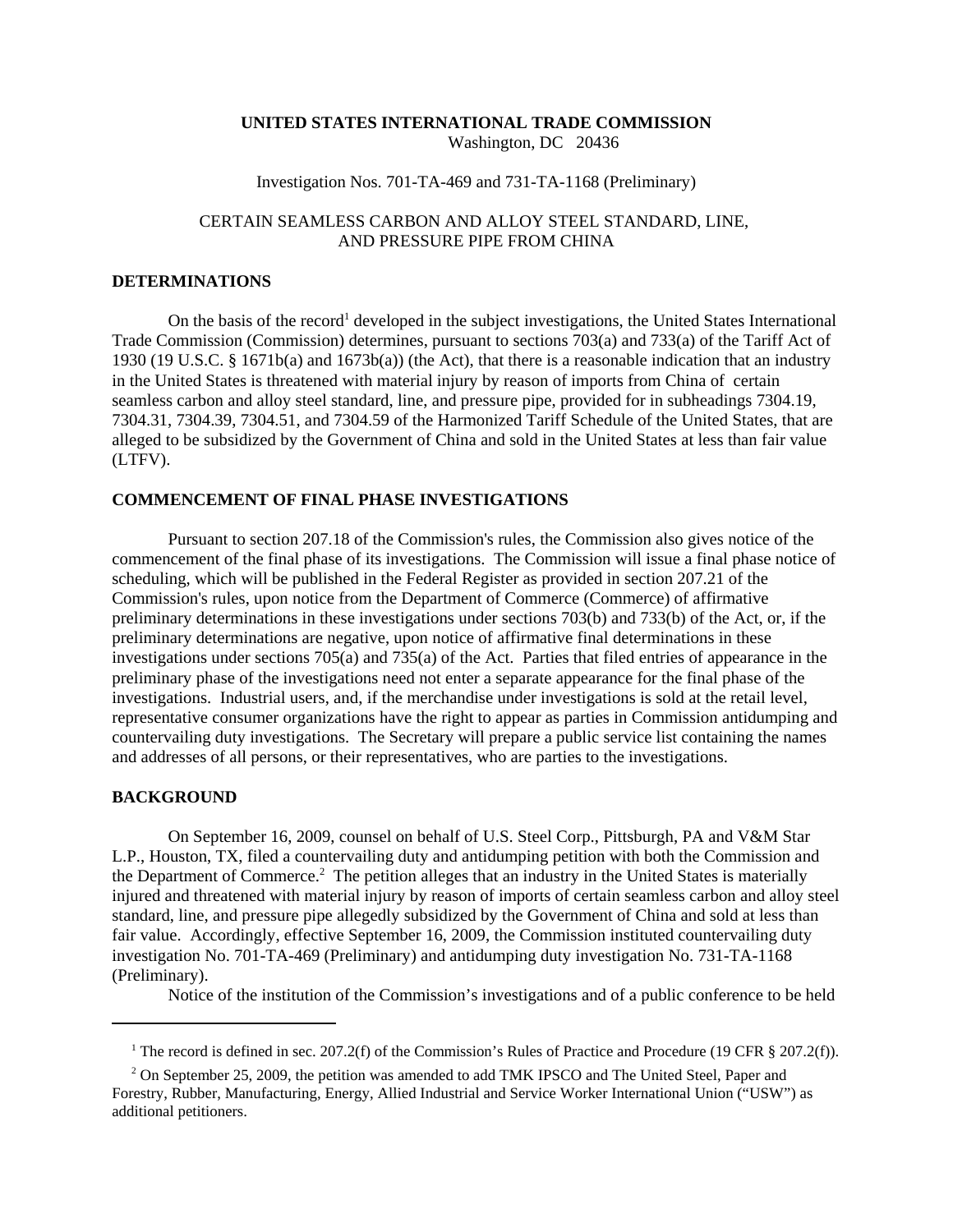**UNITED STATES INTERNATIONAL TRADE COMMISSION**
Washington, DC 20436

Investigation Nos. 701-TA-469 and 731-TA-1168 (Preliminary)

CERTAIN SEAMLESS CARBON AND ALLOY STEEL STANDARD, LINE, AND PRESSURE PIPE FROM CHINA

## DETERMINATIONS

On the basis of the record[1] developed in the subject investigations, the United States International Trade Commission (Commission) determines, pursuant to sections 703(a) and 733(a) of the Tariff Act of 1930 (19 U.S.C. § 1671b(a) and 1673b(a)) (the Act), that there is a reasonable indication that an industry in the United States is threatened with material injury by reason of imports from China of certain seamless carbon and alloy steel standard, line, and pressure pipe, provided for in subheadings 7304.19, 7304.31, 7304.39, 7304.51, and 7304.59 of the Harmonized Tariff Schedule of the United States, that are alleged to be subsidized by the Government of China and sold in the United States at less than fair value (LTFV).

## COMMENCEMENT OF FINAL PHASE INVESTIGATIONS

Pursuant to section 207.18 of the Commission's rules, the Commission also gives notice of the commencement of the final phase of its investigations. The Commission will issue a final phase notice of scheduling, which will be published in the Federal Register as provided in section 207.21 of the Commission's rules, upon notice from the Department of Commerce (Commerce) of affirmative preliminary determinations in these investigations under sections 703(b) and 733(b) of the Act, or, if the preliminary determinations are negative, upon notice of affirmative final determinations in these investigations under sections 705(a) and 735(a) of the Act. Parties that filed entries of appearance in the preliminary phase of the investigations need not enter a separate appearance for the final phase of the investigations. Industrial users, and, if the merchandise under investigations is sold at the retail level, representative consumer organizations have the right to appear as parties in Commission antidumping and countervailing duty investigations. The Secretary will prepare a public service list containing the names and addresses of all persons, or their representatives, who are parties to the investigations.

## BACKGROUND

On September 16, 2009, counsel on behalf of U.S. Steel Corp., Pittsburgh, PA and V&M Star L.P., Houston, TX, filed a countervailing duty and antidumping petition with both the Commission and the Department of Commerce.[2] The petition alleges that an industry in the United States is materially injured and threatened with material injury by reason of imports of certain seamless carbon and alloy steel standard, line, and pressure pipe allegedly subsidized by the Government of China and sold at less than fair value. Accordingly, effective September 16, 2009, the Commission instituted countervailing duty investigation No. 701-TA-469 (Preliminary) and antidumping duty investigation No. 731-TA-1168 (Preliminary).

Notice of the institution of the Commission's investigations and of a public conference to be held

---

[1] The record is defined in sec. 207.2(f) of the Commission's Rules of Practice and Procedure (19 CFR § 207.2(f)).

[2] On September 25, 2009, the petition was amended to add TMK IPSCO and The United Steel, Paper and Forestry, Rubber, Manufacturing, Energy, Allied Industrial and Service Worker International Union ("USW") as additional petitioners.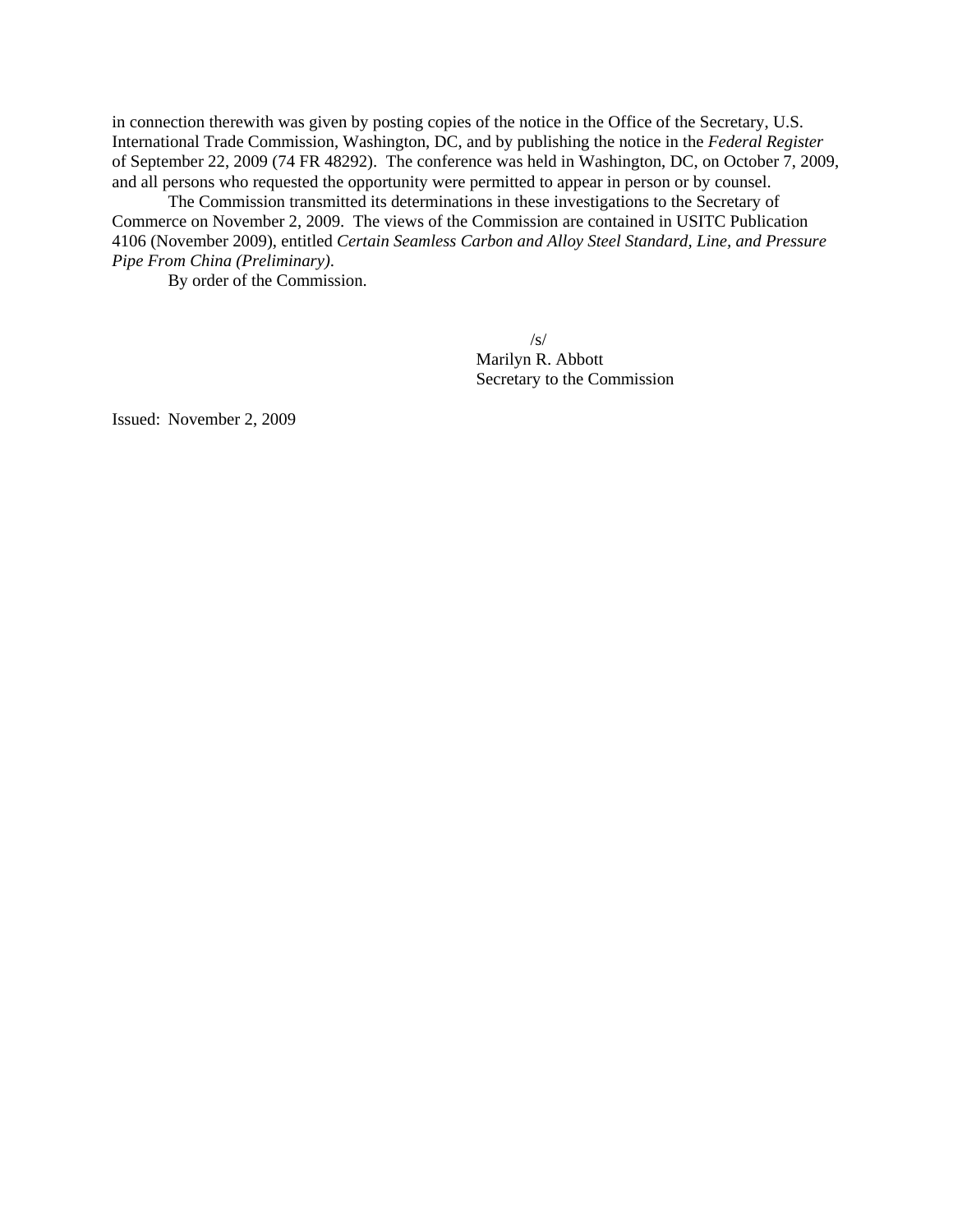in connection therewith was given by posting copies of the notice in the Office of the Secretary, U.S. International Trade Commission, Washington, DC, and by publishing the notice in the *Federal Register* of September 22, 2009 (74 FR 48292). The conference was held in Washington, DC, on October 7, 2009, and all persons who requested the opportunity were permitted to appear in person or by counsel.

The Commission transmitted its determinations in these investigations to the Secretary of Commerce on November 2, 2009. The views of the Commission are contained in USITC Publication 4106 (November 2009), entitled *Certain Seamless Carbon and Alloy Steel Standard, Line, and Pressure Pipe From China (Preliminary)*.

By order of the Commission.

/s/
Marilyn R. Abbott
Secretary to the Commission

Issued: November 2, 2009